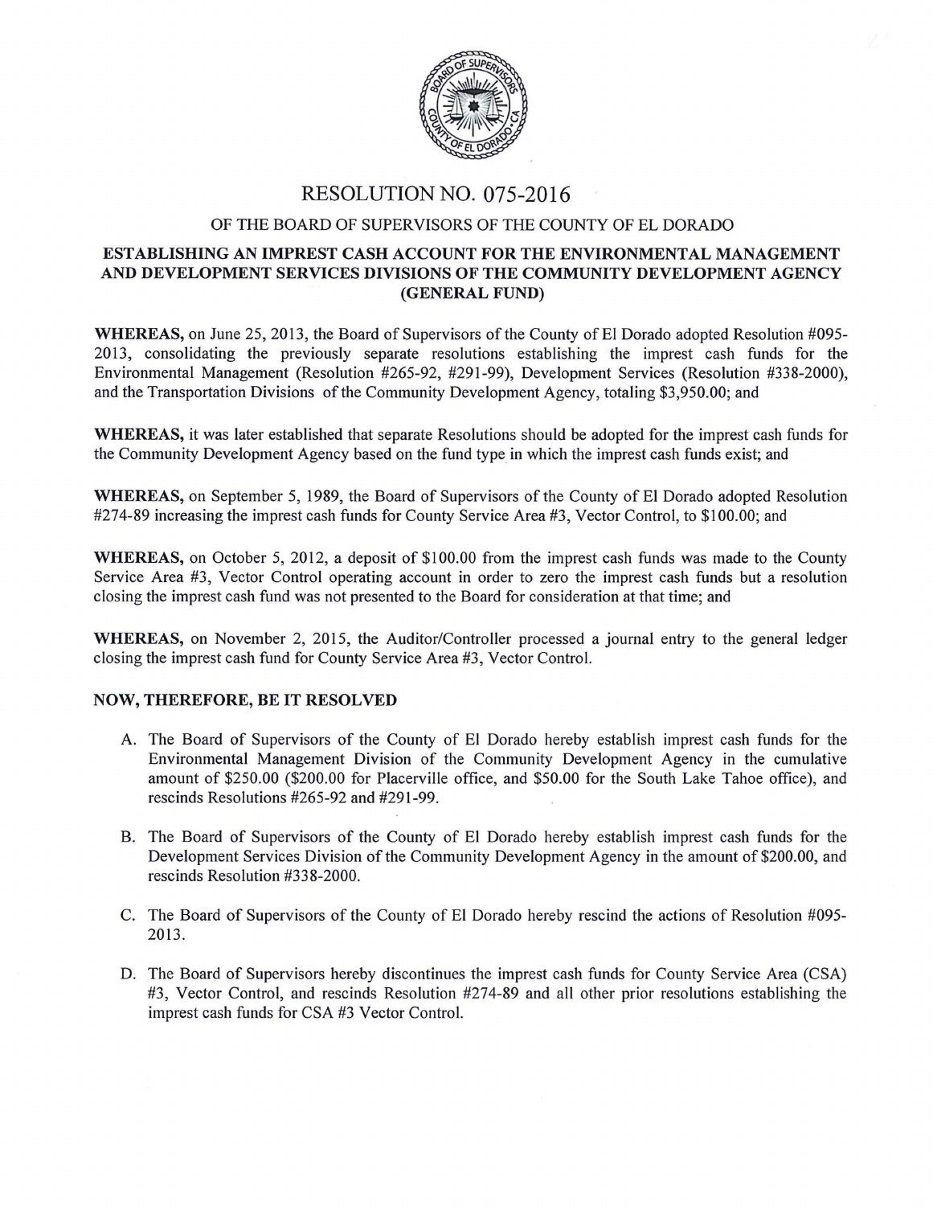# RESOLUTION NO. 075-2016

## OF THE BOARD OF SUPERVISORS OF THE COUNTY OF EL DORADO

### ESTABLISHING AN IMPREST CASH ACCOUNT FOR THE ENVIRONMENTAL MANAGEMENT AND DEVELOPMENT SERVICES DIVISIONS OF THE COMMUNITY DEVELOPMENT AGENCY (GENERAL FUND)

**WHEREAS,** on June 25, 2013, the Board of Supervisors of the County of El Dorado adopted Resolution #095-2013, consolidating the previously separate resolutions establishing the imprest cash funds for the Environmental Management (Resolution #265-92, #291-99), Development Services (Resolution #338-2000), and the Transportation Divisions of the Community Development Agency, totaling $3,950.00; and

**WHEREAS,** it was later established that separate Resolutions should be adopted for the imprest cash funds for the Community Development Agency based on the fund type in which the imprest cash funds exist; and

**WHEREAS,** on September 5, 1989, the Board of Supervisors of the County of El Dorado adopted Resolution #274-89 increasing the imprest cash funds for County Service Area #3, Vector Control, to $100.00; and

**WHEREAS,** on October 5, 2012, a deposit of $100.00 from the imprest cash funds was made to the County Service Area #3, Vector Control operating account in order to zero the imprest cash funds but a resolution closing the imprest cash fund was not presented to the Board for consideration at that time; and

**WHEREAS,** on November 2, 2015, the Auditor/Controller processed a journal entry to the general ledger closing the imprest cash fund for County Service Area #3, Vector Control.

**NOW, THEREFORE, BE IT RESOLVED**

A. The Board of Supervisors of the County of El Dorado hereby establish imprest cash funds for the Environmental Management Division of the Community Development Agency in the cumulative amount of $250.00 ($200.00 for Placerville office, and $50.00 for the South Lake Tahoe office), and rescinds Resolutions #265-92 and #291-99.

B. The Board of Supervisors of the County of El Dorado hereby establish imprest cash funds for the Development Services Division of the Community Development Agency in the amount of $200.00, and rescinds Resolution #338-2000.

C. The Board of Supervisors of the County of El Dorado hereby rescind the actions of Resolution #095-2013.

D. The Board of Supervisors hereby discontinues the imprest cash funds for County Service Area (CSA) #3, Vector Control, and rescinds Resolution #274-89 and all other prior resolutions establishing the imprest cash funds for CSA #3 Vector Control.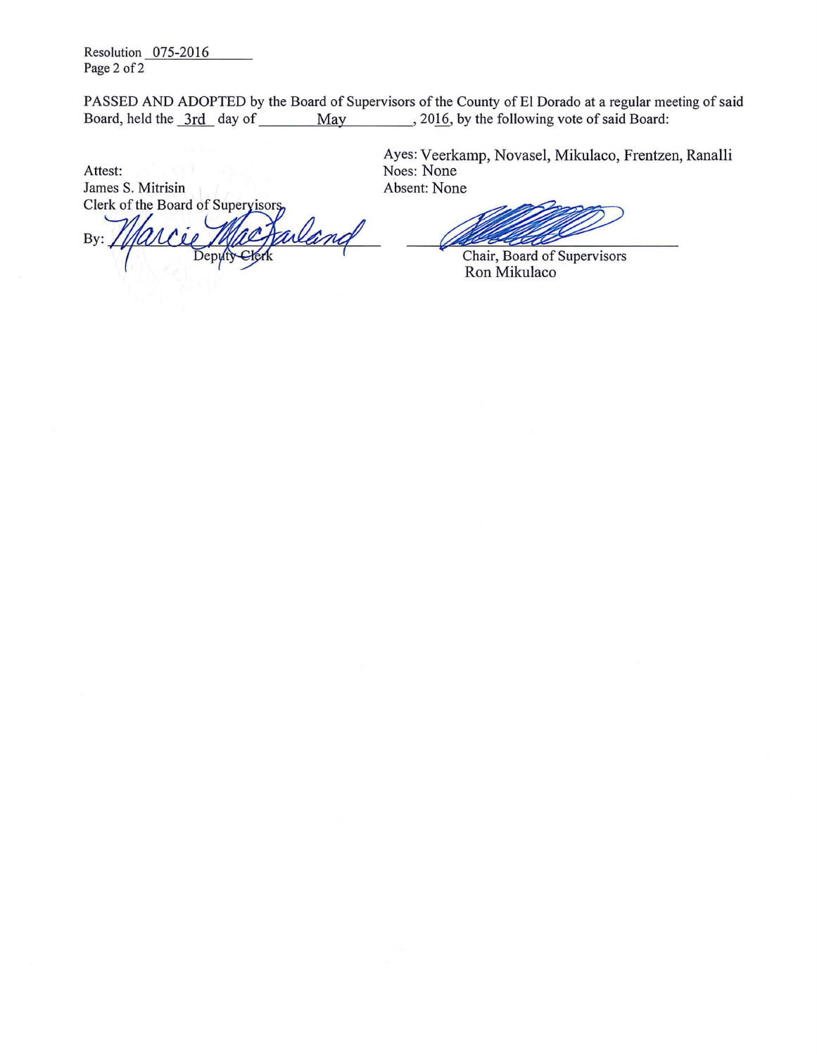Resolution 075-2016

PASSED AND ADOPTED by the Board of Supervisors of the County of El Dorado at a regular meeting of said Board, held the 3rd day of May, 2016, by the following vote of said Board:

Ayes: Veerkamp, Novasel, Mikulaco, Frentzen, Ranalli
Noes: None
Absent: None

Attest:
James S. Mitrisin
Clerk of the Board of Supervisors

By: Marcie MacFarland
Deputy Clerk

Chair, Board of Supervisors
Ron Mikulaco